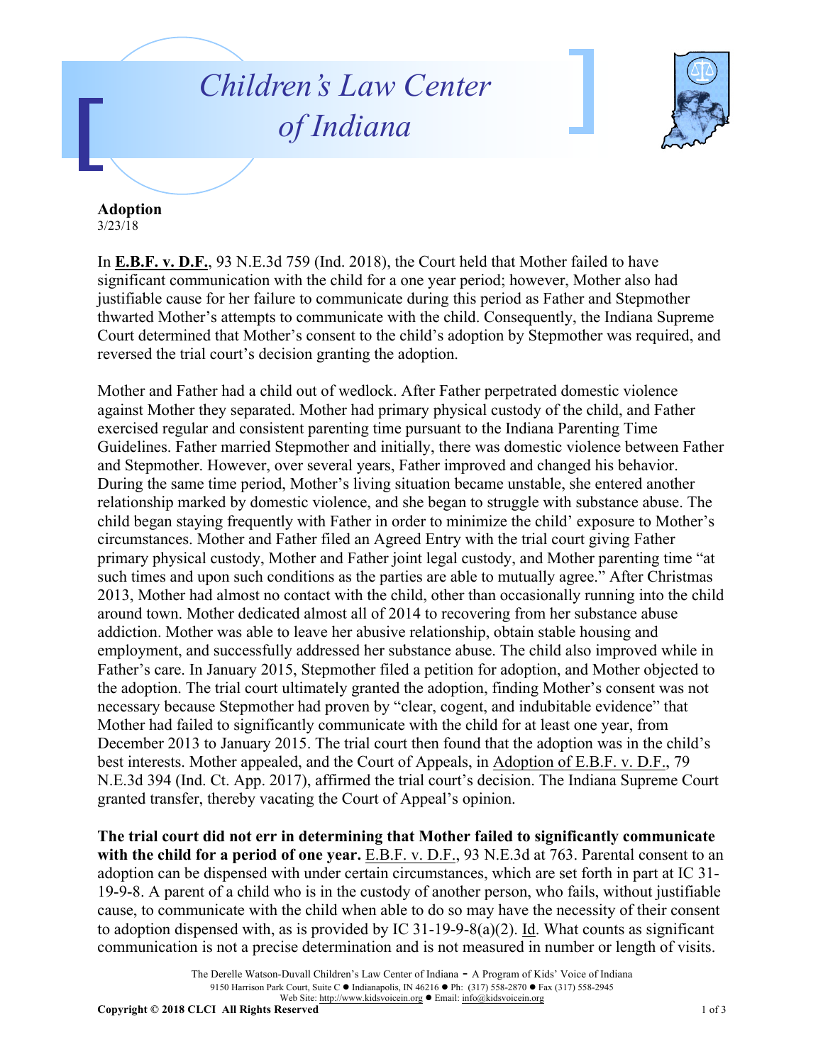# Children's Law Center of Indiana

**Adoption**
3/23/18

In **E.B.F. v. D.F.**, 93 N.E.3d 759 (Ind. 2018), the Court held that Mother failed to have significant communication with the child for a one year period; however, Mother also had justifiable cause for her failure to communicate during this period as Father and Stepmother thwarted Mother's attempts to communicate with the child. Consequently, the Indiana Supreme Court determined that Mother's consent to the child's adoption by Stepmother was required, and reversed the trial court's decision granting the adoption.

Mother and Father had a child out of wedlock. After Father perpetrated domestic violence against Mother they separated. Mother had primary physical custody of the child, and Father exercised regular and consistent parenting time pursuant to the Indiana Parenting Time Guidelines. Father married Stepmother and initially, there was domestic violence between Father and Stepmother. However, over several years, Father improved and changed his behavior. During the same time period, Mother's living situation became unstable, she entered another relationship marked by domestic violence, and she began to struggle with substance abuse. The child began staying frequently with Father in order to minimize the child' exposure to Mother's circumstances. Mother and Father filed an Agreed Entry with the trial court giving Father primary physical custody, Mother and Father joint legal custody, and Mother parenting time "at such times and upon such conditions as the parties are able to mutually agree." After Christmas 2013, Mother had almost no contact with the child, other than occasionally running into the child around town. Mother dedicated almost all of 2014 to recovering from her substance abuse addiction. Mother was able to leave her abusive relationship, obtain stable housing and employment, and successfully addressed her substance abuse. The child also improved while in Father's care. In January 2015, Stepmother filed a petition for adoption, and Mother objected to the adoption. The trial court ultimately granted the adoption, finding Mother's consent was not necessary because Stepmother had proven by "clear, cogent, and indubitable evidence" that Mother had failed to significantly communicate with the child for at least one year, from December 2013 to January 2015. The trial court then found that the adoption was in the child's best interests. Mother appealed, and the Court of Appeals, in Adoption of E.B.F. v. D.F., 79 N.E.3d 394 (Ind. Ct. App. 2017), affirmed the trial court's decision. The Indiana Supreme Court granted transfer, thereby vacating the Court of Appeal's opinion.

**The trial court did not err in determining that Mother failed to significantly communicate with the child for a period of one year.** E.B.F. v. D.F., 93 N.E.3d at 763. Parental consent to an adoption can be dispensed with under certain circumstances, which are set forth in part at IC 31-19-9-8. A parent of a child who is in the custody of another person, who fails, without justifiable cause, to communicate with the child when able to do so may have the necessity of their consent to adoption dispensed with, as is provided by IC 31-19-9-8(a)(2). Id. What counts as significant communication is not a precise determination and is not measured in number or length of visits.

The Derelle Watson-Duvall Children's Law Center of Indiana - A Program of Kids' Voice of Indiana
9150 Harrison Park Court, Suite C ● Indianapolis, IN 46216 ● Ph: (317) 558-2870 ● Fax (317) 558-2945
Web Site: http://www.kidsvoicein.org ● Email: info@kidsvoicein.org
**Copyright © 2018 CLCI All Rights Reserved**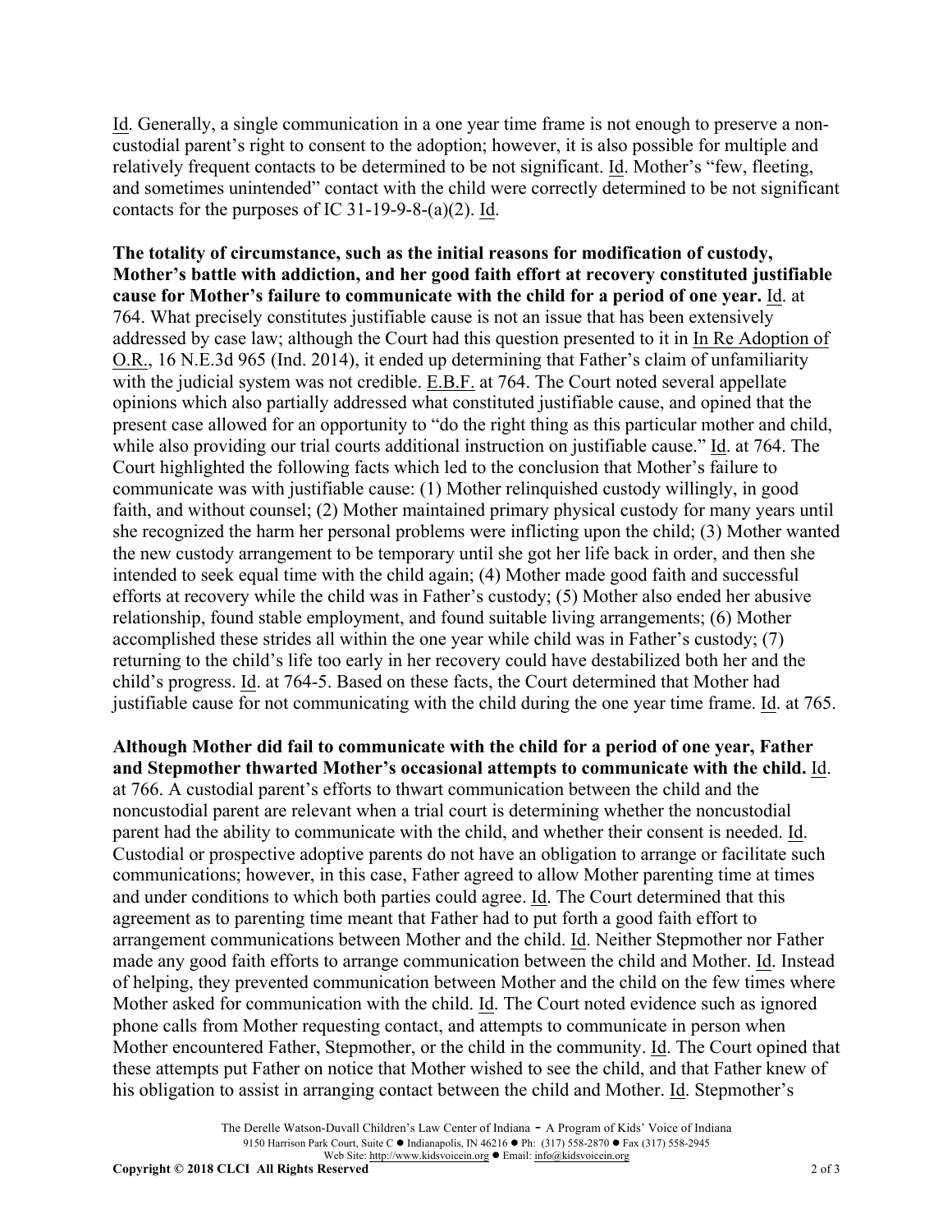Id. Generally, a single communication in a one year time frame is not enough to preserve a non-custodial parent's right to consent to the adoption; however, it is also possible for multiple and relatively frequent contacts to be determined to be not significant. Id. Mother's "few, fleeting, and sometimes unintended" contact with the child were correctly determined to be not significant contacts for the purposes of IC 31-19-9-8-(a)(2). Id.

**The totality of circumstance, such as the initial reasons for modification of custody, Mother's battle with addiction, and her good faith effort at recovery constituted justifiable cause for Mother's failure to communicate with the child for a period of one year.** Id. at 764. What precisely constitutes justifiable cause is not an issue that has been extensively addressed by case law; although the Court had this question presented to it in In Re Adoption of O.R., 16 N.E.3d 965 (Ind. 2014), it ended up determining that Father's claim of unfamiliarity with the judicial system was not credible. E.B.F. at 764. The Court noted several appellate opinions which also partially addressed what constituted justifiable cause, and opined that the present case allowed for an opportunity to "do the right thing as this particular mother and child, while also providing our trial courts additional instruction on justifiable cause." Id. at 764. The Court highlighted the following facts which led to the conclusion that Mother's failure to communicate was with justifiable cause: (1) Mother relinquished custody willingly, in good faith, and without counsel; (2) Mother maintained primary physical custody for many years until she recognized the harm her personal problems were inflicting upon the child; (3) Mother wanted the new custody arrangement to be temporary until she got her life back in order, and then she intended to seek equal time with the child again; (4) Mother made good faith and successful efforts at recovery while the child was in Father's custody; (5) Mother also ended her abusive relationship, found stable employment, and found suitable living arrangements; (6) Mother accomplished these strides all within the one year while child was in Father's custody; (7) returning to the child's life too early in her recovery could have destabilized both her and the child's progress. Id. at 764-5. Based on these facts, the Court determined that Mother had justifiable cause for not communicating with the child during the one year time frame. Id. at 765.

**Although Mother did fail to communicate with the child for a period of one year, Father and Stepmother thwarted Mother's occasional attempts to communicate with the child.** Id. at 766. A custodial parent's efforts to thwart communication between the child and the noncustodial parent are relevant when a trial court is determining whether the noncustodial parent had the ability to communicate with the child, and whether their consent is needed. Id. Custodial or prospective adoptive parents do not have an obligation to arrange or facilitate such communications; however, in this case, Father agreed to allow Mother parenting time at times and under conditions to which both parties could agree. Id. The Court determined that this agreement as to parenting time meant that Father had to put forth a good faith effort to arrangement communications between Mother and the child. Id. Neither Stepmother nor Father made any good faith efforts to arrange communication between the child and Mother. Id. Instead of helping, they prevented communication between Mother and the child on the few times where Mother asked for communication with the child. Id. The Court noted evidence such as ignored phone calls from Mother requesting contact, and attempts to communicate in person when Mother encountered Father, Stepmother, or the child in the community. Id. The Court opined that these attempts put Father on notice that Mother wished to see the child, and that Father knew of his obligation to assist in arranging contact between the child and Mother. Id. Stepmother's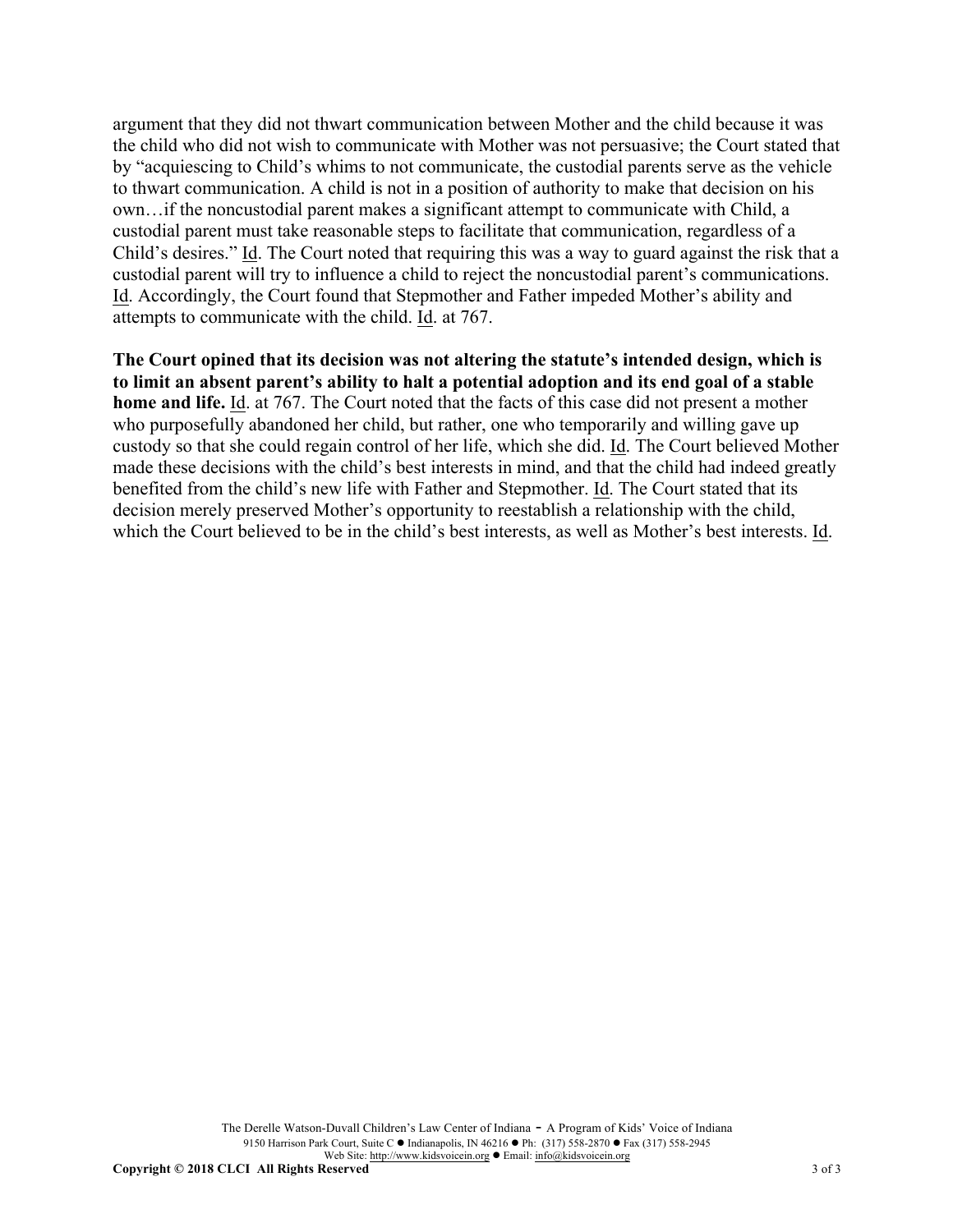argument that they did not thwart communication between Mother and the child because it was the child who did not wish to communicate with Mother was not persuasive; the Court stated that by "acquiescing to Child's whims to not communicate, the custodial parents serve as the vehicle to thwart communication. A child is not in a position of authority to make that decision on his own…if the noncustodial parent makes a significant attempt to communicate with Child, a custodial parent must take reasonable steps to facilitate that communication, regardless of a Child's desires." Id. The Court noted that requiring this was a way to guard against the risk that a custodial parent will try to influence a child to reject the noncustodial parent's communications. Id. Accordingly, the Court found that Stepmother and Father impeded Mother's ability and attempts to communicate with the child. Id. at 767.

**The Court opined that its decision was not altering the statute's intended design, which is to limit an absent parent's ability to halt a potential adoption and its end goal of a stable home and life.** Id. at 767. The Court noted that the facts of this case did not present a mother who purposefully abandoned her child, but rather, one who temporarily and willing gave up custody so that she could regain control of her life, which she did. Id. The Court believed Mother made these decisions with the child's best interests in mind, and that the child had indeed greatly benefited from the child's new life with Father and Stepmother. Id. The Court stated that its decision merely preserved Mother's opportunity to reestablish a relationship with the child, which the Court believed to be in the child's best interests, as well as Mother's best interests. Id.